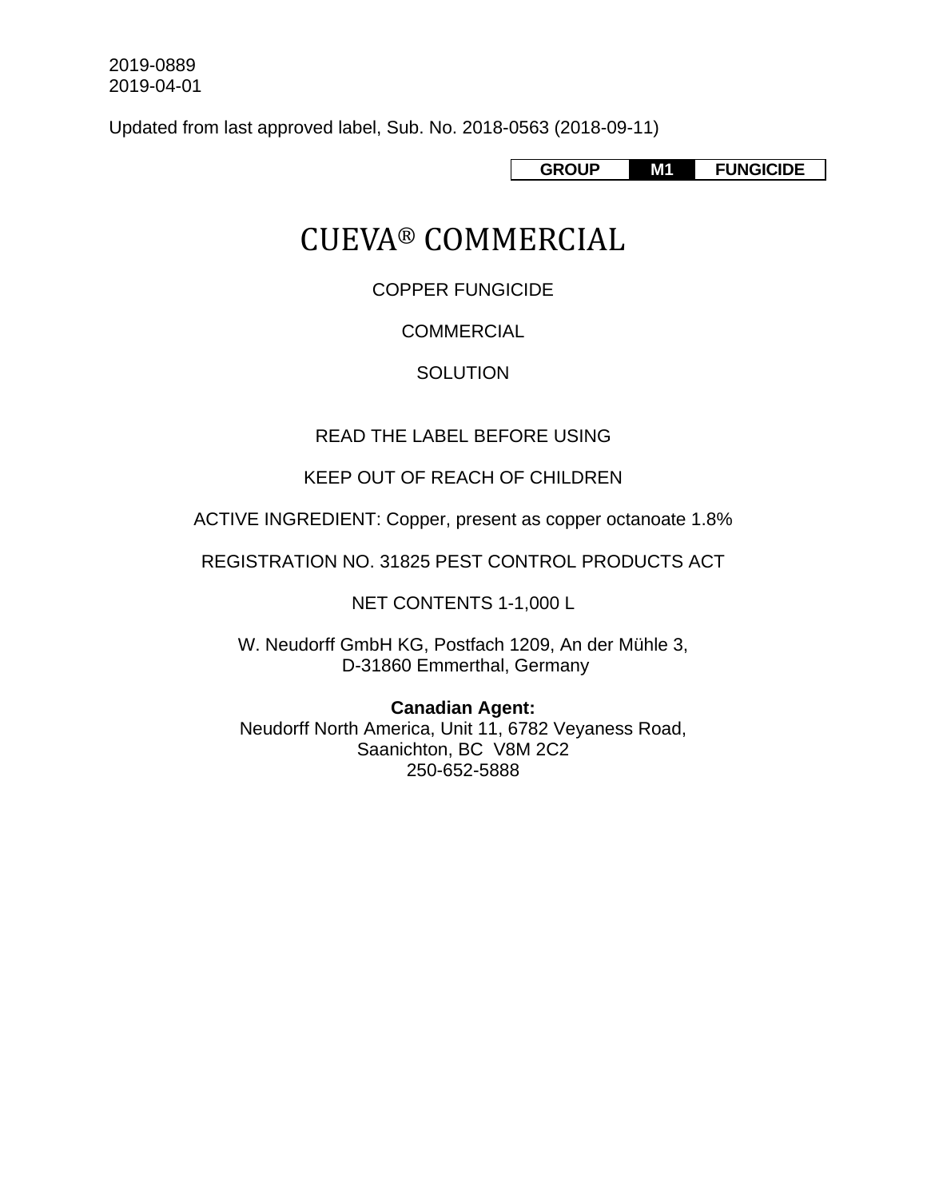2019-0889
2019-04-01

Updated from last approved label, Sub. No. 2018-0563 (2018-09-11)

| GROUP | M1 | FUNGICIDE |
|---|---|---|

# CUEVA® COMMERCIAL

COPPER FUNGICIDE

COMMERCIAL

SOLUTION

READ THE LABEL BEFORE USING

KEEP OUT OF REACH OF CHILDREN

ACTIVE INGREDIENT: Copper, present as copper octanoate 1.8%

REGISTRATION NO. 31825 PEST CONTROL PRODUCTS ACT

NET CONTENTS 1-1,000 L

W. Neudorff GmbH KG, Postfach 1209, An der Mühle 3,
D-31860 Emmerthal, Germany

**Canadian Agent:**
Neudorff North America, Unit 11, 6782 Veyaness Road,
Saanichton, BC V8M 2C2
250-652-5888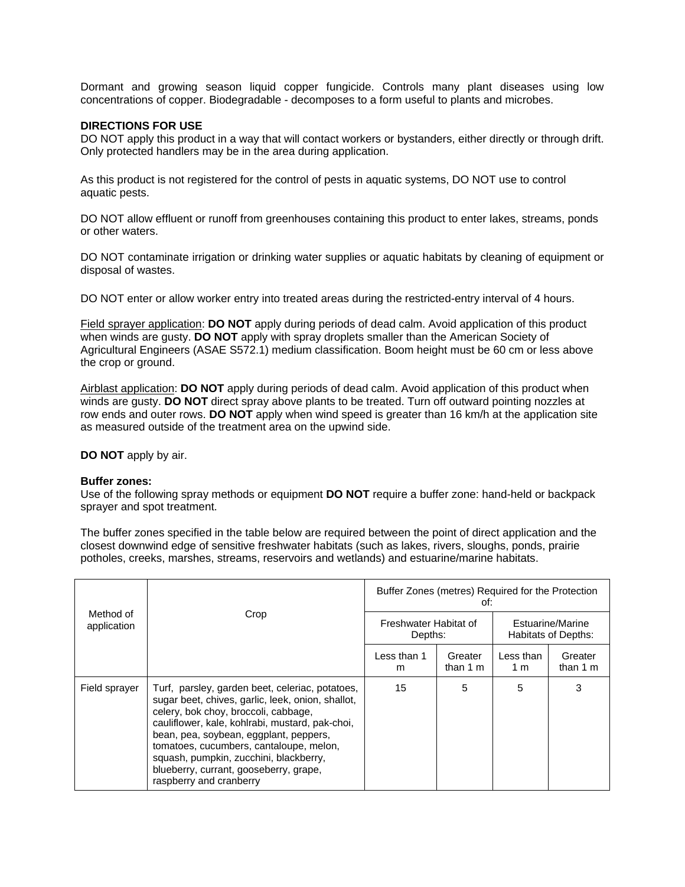Dormant and growing season liquid copper fungicide. Controls many plant diseases using low concentrations of copper. Biodegradable - decomposes to a form useful to plants and microbes.

**DIRECTIONS FOR USE**

DO NOT apply this product in a way that will contact workers or bystanders, either directly or through drift. Only protected handlers may be in the area during application.

As this product is not registered for the control of pests in aquatic systems, DO NOT use to control aquatic pests.

DO NOT allow effluent or runoff from greenhouses containing this product to enter lakes, streams, ponds or other waters.

DO NOT contaminate irrigation or drinking water supplies or aquatic habitats by cleaning of equipment or disposal of wastes.

DO NOT enter or allow worker entry into treated areas during the restricted-entry interval of 4 hours.

Field sprayer application: **DO NOT** apply during periods of dead calm. Avoid application of this product when winds are gusty. **DO NOT** apply with spray droplets smaller than the American Society of Agricultural Engineers (ASAE S572.1) medium classification. Boom height must be 60 cm or less above the crop or ground.

Airblast application: **DO NOT** apply during periods of dead calm. Avoid application of this product when winds are gusty. **DO NOT** direct spray above plants to be treated. Turn off outward pointing nozzles at row ends and outer rows. **DO NOT** apply when wind speed is greater than 16 km/h at the application site as measured outside of the treatment area on the upwind side.

**DO NOT** apply by air.

**Buffer zones:**

Use of the following spray methods or equipment **DO NOT** require a buffer zone: hand-held or backpack sprayer and spot treatment.

The buffer zones specified in the table below are required between the point of direct application and the closest downwind edge of sensitive freshwater habitats (such as lakes, rivers, sloughs, ponds, prairie potholes, creeks, marshes, streams, reservoirs and wetlands) and estuarine/marine habitats.

| Method of application | Crop | Buffer Zones (metres) Required for the Protection of: | | | |
|---|---|---|---|---|---|
| | | Freshwater Habitat of Depths: | | Estuarine/Marine Habitats of Depths: | |
| | | Less than 1 m | Greater than 1 m | Less than 1 m | Greater than 1 m |
| Field sprayer | Turf, parsley, garden beet, celeriac, potatoes, sugar beet, chives, garlic, leek, onion, shallot, celery, bok choy, broccoli, cabbage, cauliflower, kale, kohlrabi, mustard, pak-choi, bean, pea, soybean, eggplant, peppers, tomatoes, cucumbers, cantaloupe, melon, squash, pumpkin, zucchini, blackberry, blueberry, currant, gooseberry, grape, raspberry and cranberry | 15 | 5 | 5 | 3 |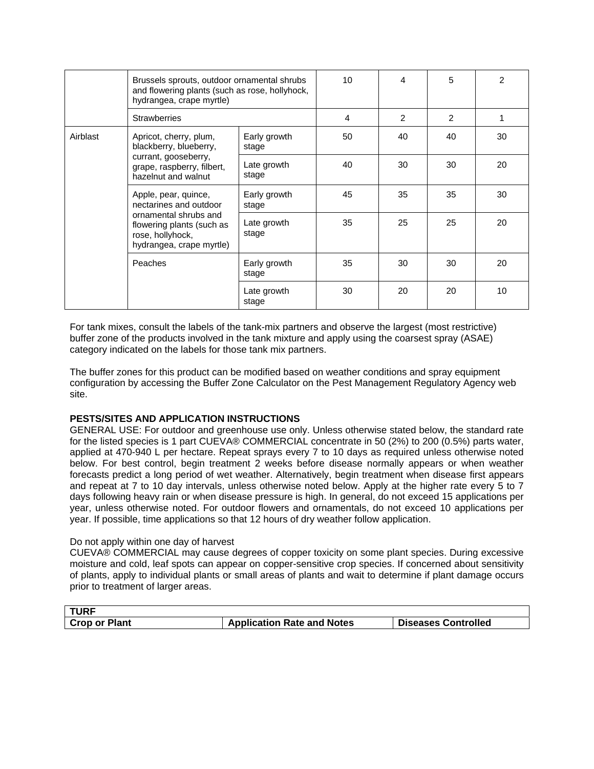| | | | | | | |
|---|---|---|---|---|---|---|
| | Brussels sprouts, outdoor ornamental shrubs and flowering plants (such as rose, hollyhock, hydrangea, crape myrtle) | | 10 | 4 | 5 | 2 |
| | Strawberries | | 4 | 2 | 2 | 1 |
| Airblast | Apricot, cherry, plum, blackberry, blueberry, currant, gooseberry, grape, raspberry, filbert, hazelnut and walnut | Early growth stage | 50 | 40 | 40 | 30 |
| | | Late growth stage | 40 | 30 | 30 | 20 |
| | Apple, pear, quince, nectarines and outdoor ornamental shrubs and flowering plants (such as rose, hollyhock, hydrangea, crape myrtle) | Early growth stage | 45 | 35 | 35 | 30 |
| | | Late growth stage | 35 | 25 | 25 | 20 |
| | Peaches | Early growth stage | 35 | 30 | 30 | 20 |
| | | Late growth stage | 30 | 20 | 20 | 10 |

For tank mixes, consult the labels of the tank-mix partners and observe the largest (most restrictive) buffer zone of the products involved in the tank mixture and apply using the coarsest spray (ASAE) category indicated on the labels for those tank mix partners.

The buffer zones for this product can be modified based on weather conditions and spray equipment configuration by accessing the Buffer Zone Calculator on the Pest Management Regulatory Agency web site.

**PESTS/SITES AND APPLICATION INSTRUCTIONS**

GENERAL USE: For outdoor and greenhouse use only. Unless otherwise stated below, the standard rate for the listed species is 1 part CUEVA® COMMERCIAL concentrate in 50 (2%) to 200 (0.5%) parts water, applied at 470-940 L per hectare. Repeat sprays every 7 to 10 days as required unless otherwise noted below. For best control, begin treatment 2 weeks before disease normally appears or when weather forecasts predict a long period of wet weather. Alternatively, begin treatment when disease first appears and repeat at 7 to 10 day intervals, unless otherwise noted below. Apply at the higher rate every 5 to 7 days following heavy rain or when disease pressure is high. In general, do not exceed 15 applications per year, unless otherwise noted. For outdoor flowers and ornamentals, do not exceed 10 applications per year. If possible, time applications so that 12 hours of dry weather follow application.

Do not apply within one day of harvest

CUEVA® COMMERCIAL may cause degrees of copper toxicity on some plant species. During excessive moisture and cold, leaf spots can appear on copper-sensitive crop species. If concerned about sensitivity of plants, apply to individual plants or small areas of plants and wait to determine if plant damage occurs prior to treatment of larger areas.

| **TURF** | | |
|---|---|---|
| **Crop or Plant** | **Application Rate and Notes** | **Diseases Controlled** |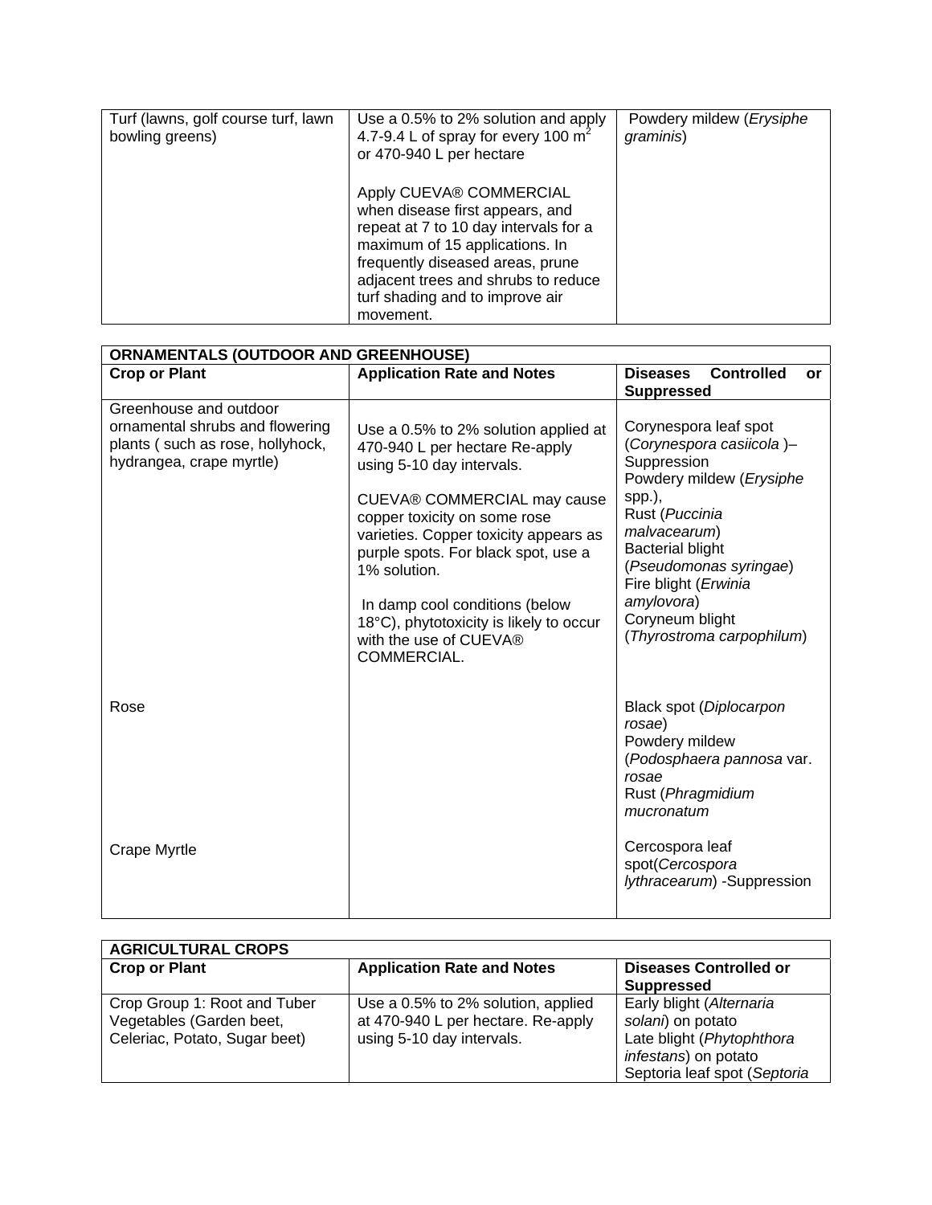| | | |
|---|---|---|
| Turf (lawns, golf course turf, lawn bowling greens) | Use a 0.5% to 2% solution and apply 4.7-9.4 L of spray for every 100 $m^2$ or 470-940 L per hectare<br><br>Apply CUEVA® COMMERCIAL when disease first appears, and repeat at 7 to 10 day intervals for a maximum of 15 applications. In frequently diseased areas, prune adjacent trees and shrubs to reduce turf shading and to improve air movement. | Powdery mildew (*Erysiphe graminis*) |

| **ORNAMENTALS (OUTDOOR AND GREENHOUSE)** | | |
|---|---|---|
| **Crop or Plant** | **Application Rate and Notes** | **Diseases Controlled or Suppressed** |
| Greenhouse and outdoor ornamental shrubs and flowering plants ( such as rose, hollyhock, hydrangea, crape myrtle) | Use a 0.5% to 2% solution applied at 470-940 L per hectare Re-apply using 5-10 day intervals.<br><br>CUEVA® COMMERCIAL may cause copper toxicity on some rose varieties. Copper toxicity appears as purple spots. For black spot, use a 1% solution.<br><br>In damp cool conditions (below 18°C), phytotoxicity is likely to occur with the use of CUEVA® COMMERCIAL. | Corynespora leaf spot (*Corynespora casiicola* )– Suppression<br>Powdery mildew (*Erysiphe* spp.),<br>Rust (*Puccinia malvacearum*)<br>Bacterial blight (*Pseudomonas syringae*)<br>Fire blight (*Erwinia amylovora*)<br>Coryneum blight (*Thyrostroma carpophilum*) |
| Rose | | Black spot (*Diplocarpon rosae*)<br>Powdery mildew (*Podosphaera pannosa* var. *rosae*<br>Rust (*Phragmidium mucronatum* |
| Crape Myrtle | | Cercospora leaf spot(*Cercospora lythracearum*) -Suppression |

| **AGRICULTURAL CROPS** | | |
|---|---|---|
| **Crop or Plant** | **Application Rate and Notes** | **Diseases Controlled or Suppressed** |
| Crop Group 1: Root and Tuber Vegetables (Garden beet, Celeriac, Potato, Sugar beet) | Use a 0.5% to 2% solution, applied at 470-940 L per hectare. Re-apply using 5-10 day intervals. | Early blight (*Alternaria solani*) on potato<br>Late blight (*Phytophthora infestans*) on potato<br>Septoria leaf spot (*Septoria* |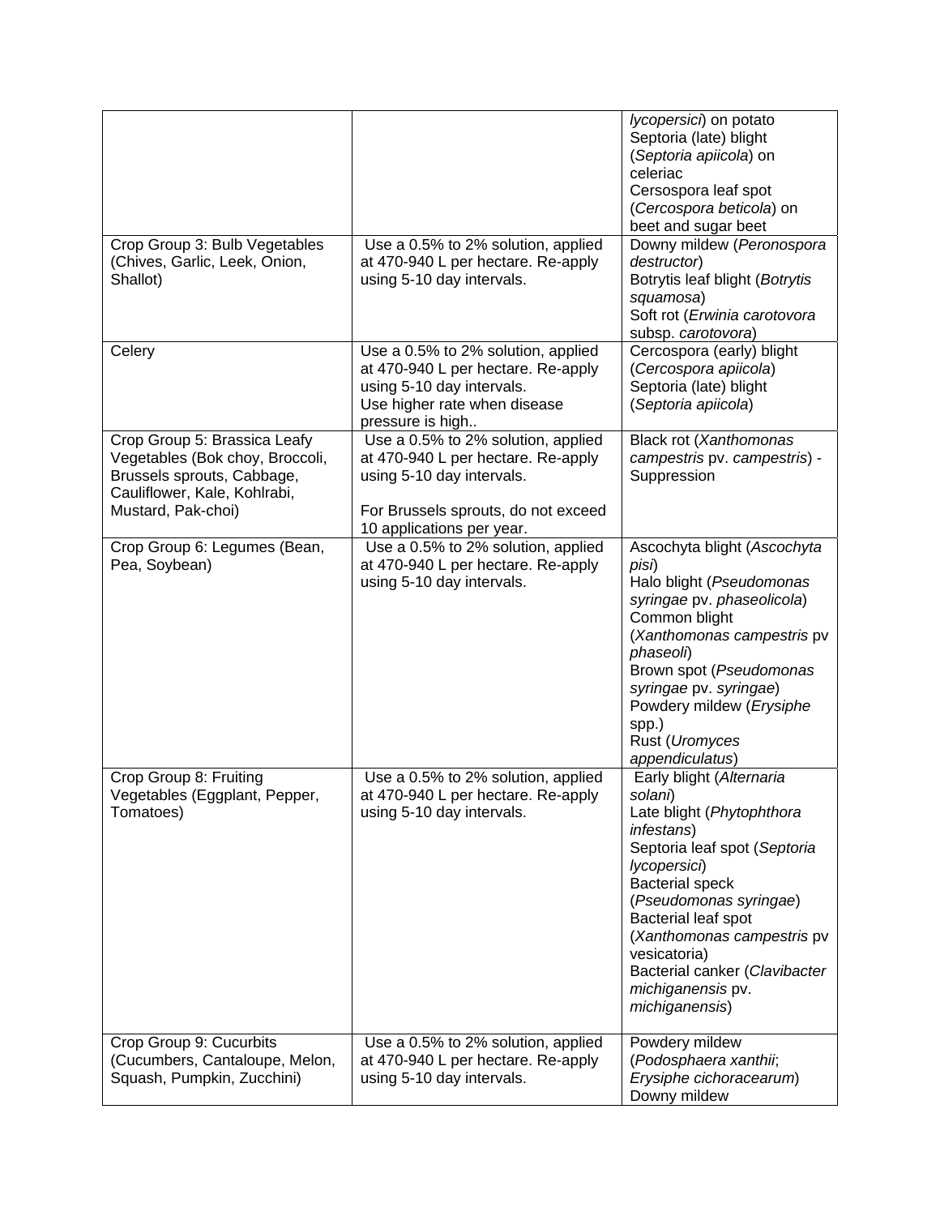| | | |
|---|---|---|
| | | *lycopersici*) on potato<br>Septoria (late) blight (*Septoria apiicola*) on celeriac<br>Cersospora leaf spot (*Cercospora beticola*) on beet and sugar beet |
| Crop Group 3: Bulb Vegetables (Chives, Garlic, Leek, Onion, Shallot) | Use a 0.5% to 2% solution, applied at 470-940 L per hectare. Re-apply using 5-10 day intervals. | Downy mildew (*Peronospora destructor*)<br>Botrytis leaf blight (*Botrytis squamosa*)<br>Soft rot (*Erwinia carotovora* subsp. *carotovora*) |
| Celery | Use a 0.5% to 2% solution, applied at 470-940 L per hectare. Re-apply using 5-10 day intervals.<br>Use higher rate when disease pressure is high.. | Cercospora (early) blight (*Cercospora apiicola*)<br>Septoria (late) blight (*Septoria apiicola*) |
| Crop Group 5: Brassica Leafy Vegetables (Bok choy, Broccoli, Brussels sprouts, Cabbage, Cauliflower, Kale, Kohlrabi, Mustard, Pak-choi) | Use a 0.5% to 2% solution, applied at 470-940 L per hectare. Re-apply using 5-10 day intervals.<br><br>For Brussels sprouts, do not exceed 10 applications per year. | Black rot (*Xanthomonas campestris* pv. *campestris*) - Suppression |
| Crop Group 6: Legumes (Bean, Pea, Soybean) | Use a 0.5% to 2% solution, applied at 470-940 L per hectare. Re-apply using 5-10 day intervals. | Ascochyta blight (*Ascochyta pisi*)<br>Halo blight (*Pseudomonas syringae* pv. *phaseolicola*)<br>Common blight (*Xanthomonas campestris* pv *phaseoli*)<br>Brown spot (*Pseudomonas syringae* pv. *syringae*)<br>Powdery mildew (*Erysiphe* spp.)<br>Rust (*Uromyces appendiculatus*) |
| Crop Group 8: Fruiting Vegetables (Eggplant, Pepper, Tomatoes) | Use a 0.5% to 2% solution, applied at 470-940 L per hectare. Re-apply using 5-10 day intervals. | Early blight (*Alternaria solani*)<br>Late blight (*Phytophthora infestans*)<br>Septoria leaf spot (*Septoria lycopersici*)<br>Bacterial speck (*Pseudomonas syringae*)<br>Bacterial leaf spot (*Xanthomonas campestris* pv vesicatoria)<br>Bacterial canker (*Clavibacter michiganensis* pv. *michiganensis*) |
| Crop Group 9: Cucurbits (Cucumbers, Cantaloupe, Melon, Squash, Pumpkin, Zucchini) | Use a 0.5% to 2% solution, applied at 470-940 L per hectare. Re-apply using 5-10 day intervals. | Powdery mildew (*Podosphaera xanthii*; *Erysiphe cichoracearum*)<br>Downy mildew |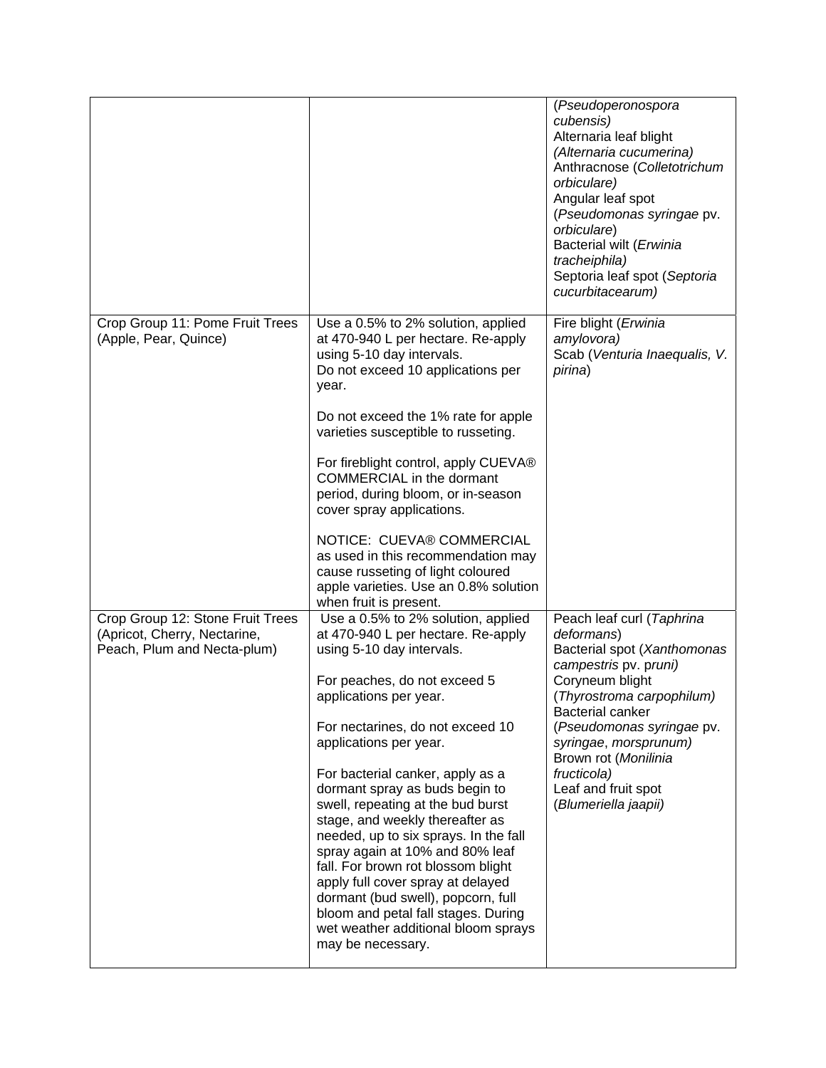| | | |
|---|---|---|
| | | (*Pseudoperonospora cubensis)*<br>Alternaria leaf blight *(Alternaria cucumerina)*<br>Anthracnose (*Colletotrichum orbiculare)*<br>Angular leaf spot (*Pseudomonas syringae* pv. *orbiculare*)<br>Bacterial wilt (*Erwinia tracheiphila)*<br>Septoria leaf spot (*Septoria cucurbitacearum)* |
| Crop Group 11: Pome Fruit Trees (Apple, Pear, Quince) | Use a 0.5% to 2% solution, applied at 470-940 L per hectare. Re-apply using 5-10 day intervals.<br>Do not exceed 10 applications per year.<br><br>Do not exceed the 1% rate for apple varieties susceptible to russeting.<br><br>For fireblight control, apply CUEVA® COMMERCIAL in the dormant period, during bloom, or in-season cover spray applications.<br><br>NOTICE: CUEVA® COMMERCIAL as used in this recommendation may cause russeting of light coloured apple varieties. Use an 0.8% solution when fruit is present. | Fire blight (*Erwinia amylovora)*<br>Scab (*Venturia Inaequalis, V. pirina*) |
| Crop Group 12: Stone Fruit Trees (Apricot, Cherry, Nectarine, Peach, Plum and Necta-plum) | Use a 0.5% to 2% solution, applied at 470-940 L per hectare. Re-apply using 5-10 day intervals.<br><br>For peaches, do not exceed 5 applications per year.<br><br>For nectarines, do not exceed 10 applications per year.<br><br>For bacterial canker, apply as a dormant spray as buds begin to swell, repeating at the bud burst stage, and weekly thereafter as needed, up to six sprays. In the fall spray again at 10% and 80% leaf fall. For brown rot blossom blight apply full cover spray at delayed dormant (bud swell), popcorn, full bloom and petal fall stages. During wet weather additional bloom sprays may be necessary. | Peach leaf curl (*Taphrina deformans*)<br>Bacterial spot (*Xanthomonas campestris* pv. *pruni)*<br>Coryneum blight (*Thyrostroma carpophilum)*<br>Bacterial canker (*Pseudomonas syringae* pv. *syringae*, *morsprunum)*<br>Brown rot (*Monilinia fructicola)*<br>Leaf and fruit spot (*Blumeriella jaapii)* |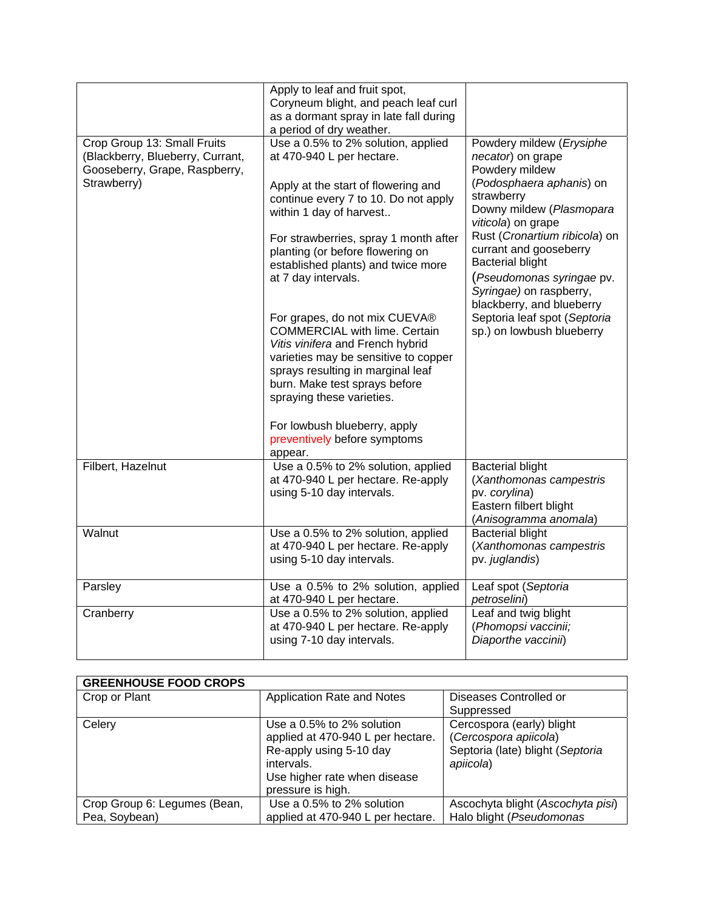| | | |
|---|---|---|
| | Apply to leaf and fruit spot, Coryneum blight, and peach leaf curl as a dormant spray in late fall during a period of dry weather. | |
| Crop Group 13: Small Fruits (Blackberry, Blueberry, Currant, Gooseberry, Grape, Raspberry, Strawberry) | Use a 0.5% to 2% solution, applied at 470-940 L per hectare.<br><br>Apply at the start of flowering and continue every 7 to 10. Do not apply within 1 day of harvest..<br><br>For strawberries, spray 1 month after planting (or before flowering on established plants) and twice more at 7 day intervals.<br><br>For grapes, do not mix CUEVA® COMMERCIAL with lime. Certain *Vitis vinifera* and French hybrid varieties may be sensitive to copper sprays resulting in marginal leaf burn. Make test sprays before spraying these varieties.<br><br>For lowbush blueberry, apply preventively before symptoms appear. | Powdery mildew (*Erysiphe necator*) on grape<br>Powdery mildew (*Podosphaera aphanis*) on strawberry<br>Downy mildew (*Plasmopara viticola*) on grape<br>Rust (*Cronartium ribicola*) on currant and gooseberry<br>Bacterial blight (*Pseudomonas syringae* pv. *Syringae)* on raspberry, blackberry, and blueberry<br>Septoria leaf spot (*Septoria* sp.) on lowbush blueberry |
| Filbert, Hazelnut | Use a 0.5% to 2% solution, applied at 470-940 L per hectare. Re-apply using 5-10 day intervals. | Bacterial blight (*Xanthomonas campestris* pv. *corylina*)<br>Eastern filbert blight (*Anisogramma anomala*) |
| Walnut | Use a 0.5% to 2% solution, applied at 470-940 L per hectare. Re-apply using 5-10 day intervals. | Bacterial blight (*Xanthomonas campestris* pv. *juglandis*) |
| Parsley | Use a 0.5% to 2% solution, applied at 470-940 L per hectare. | Leaf spot (*Septoria petroselini*) |
| Cranberry | Use a 0.5% to 2% solution, applied at 470-940 L per hectare. Re-apply using 7-10 day intervals. | Leaf and twig blight (*Phomopsi vaccinii; Diaporthe vaccinii*) |

| **GREENHOUSE FOOD CROPS** | | |
|---|---|---|
| Crop or Plant | Application Rate and Notes | Diseases Controlled or Suppressed |
| Celery | Use a 0.5% to 2% solution applied at 470-940 L per hectare. Re-apply using 5-10 day intervals.<br>Use higher rate when disease pressure is high. | Cercospora (early) blight (*Cercospora apiicola*)<br>Septoria (late) blight (*Septoria apiicola*) |
| Crop Group 6: Legumes (Bean, Pea, Soybean) | Use a 0.5% to 2% solution applied at 470-940 L per hectare. | Ascochyta blight (*Ascochyta pisi*)<br>Halo blight (*Pseudomonas* |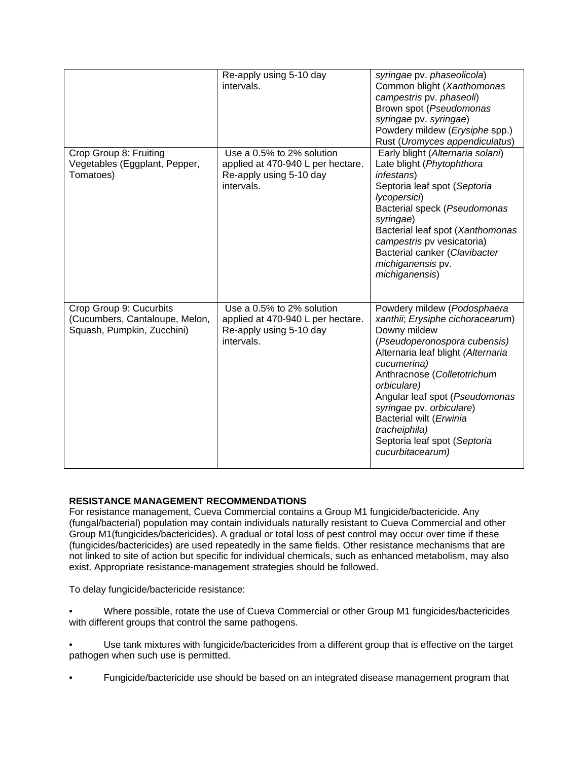| | | |
|---|---|---|
| | Re-apply using 5-10 day intervals. | *syringae* pv. *phaseolicola*)<br>Common blight (*Xanthomonas campestris* pv. *phaseoli*)<br>Brown spot (*Pseudomonas syringae* pv. *syringae*)<br>Powdery mildew (*Erysiphe* spp.)<br>Rust (*Uromyces appendiculatus*) |
| Crop Group 8: Fruiting Vegetables (Eggplant, Pepper, Tomatoes) | Use a 0.5% to 2% solution applied at 470-940 L per hectare. Re-apply using 5-10 day intervals. | Early blight (*Alternaria solani*)<br>Late blight (*Phytophthora infestans*)<br>Septoria leaf spot (*Septoria lycopersici*)<br>Bacterial speck (*Pseudomonas syringae*)<br>Bacterial leaf spot (*Xanthomonas campestris* pv vesicatoria)<br>Bacterial canker (*Clavibacter michiganensis* pv. *michiganensis*) |
| Crop Group 9: Cucurbits (Cucumbers, Cantaloupe, Melon, Squash, Pumpkin, Zucchini) | Use a 0.5% to 2% solution applied at 470-940 L per hectare. Re-apply using 5-10 day intervals. | Powdery mildew (*Podosphaera xanthii*; *Erysiphe cichoracearum*)<br>Downy mildew (*Pseudoperonospora cubensis)*<br>Alternaria leaf blight *(Alternaria cucumerina)*<br>Anthracnose (*Colletotrichum orbiculare)*<br>Angular leaf spot (*Pseudomonas syringae* pv. *orbiculare*)<br>Bacterial wilt (*Erwinia tracheiphila)*<br>Septoria leaf spot (*Septoria cucurbitacearum)* |

**RESISTANCE MANAGEMENT RECOMMENDATIONS**

For resistance management, Cueva Commercial contains a Group M1 fungicide/bactericide. Any (fungal/bacterial) population may contain individuals naturally resistant to Cueva Commercial and other Group M1(fungicides/bactericides). A gradual or total loss of pest control may occur over time if these (fungicides/bactericides) are used repeatedly in the same fields. Other resistance mechanisms that are not linked to site of action but specific for individual chemicals, such as enhanced metabolism, may also exist. Appropriate resistance-management strategies should be followed.

To delay fungicide/bactericide resistance:

- Where possible, rotate the use of Cueva Commercial or other Group M1 fungicides/bactericides with different groups that control the same pathogens.

- Use tank mixtures with fungicide/bactericides from a different group that is effective on the target pathogen when such use is permitted.

- Fungicide/bactericide use should be based on an integrated disease management program that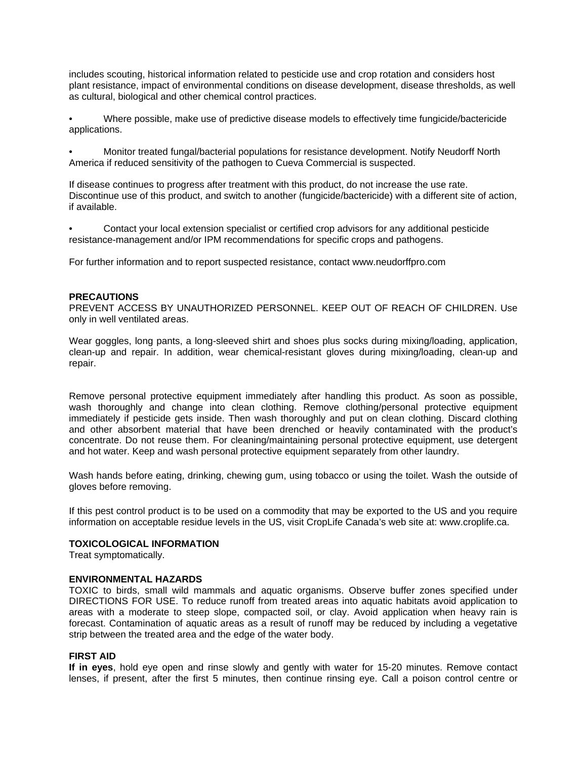includes scouting, historical information related to pesticide use and crop rotation and considers host plant resistance, impact of environmental conditions on disease development, disease thresholds, as well as cultural, biological and other chemical control practices.

- Where possible, make use of predictive disease models to effectively time fungicide/bactericide applications.

- Monitor treated fungal/bacterial populations for resistance development. Notify Neudorff North America if reduced sensitivity of the pathogen to Cueva Commercial is suspected.

If disease continues to progress after treatment with this product, do not increase the use rate. Discontinue use of this product, and switch to another (fungicide/bactericide) with a different site of action, if available.

- Contact your local extension specialist or certified crop advisors for any additional pesticide resistance-management and/or IPM recommendations for specific crops and pathogens.

For further information and to report suspected resistance, contact www.neudorffpro.com

**PRECAUTIONS**

PREVENT ACCESS BY UNAUTHORIZED PERSONNEL. KEEP OUT OF REACH OF CHILDREN. Use only in well ventilated areas.

Wear goggles, long pants, a long-sleeved shirt and shoes plus socks during mixing/loading, application, clean-up and repair. In addition, wear chemical-resistant gloves during mixing/loading, clean-up and repair.

Remove personal protective equipment immediately after handling this product. As soon as possible, wash thoroughly and change into clean clothing. Remove clothing/personal protective equipment immediately if pesticide gets inside. Then wash thoroughly and put on clean clothing. Discard clothing and other absorbent material that have been drenched or heavily contaminated with the product's concentrate. Do not reuse them. For cleaning/maintaining personal protective equipment, use detergent and hot water. Keep and wash personal protective equipment separately from other laundry.

Wash hands before eating, drinking, chewing gum, using tobacco or using the toilet. Wash the outside of gloves before removing.

If this pest control product is to be used on a commodity that may be exported to the US and you require information on acceptable residue levels in the US, visit CropLife Canada's web site at: www.croplife.ca.

**TOXICOLOGICAL INFORMATION**

Treat symptomatically.

**ENVIRONMENTAL HAZARDS**

TOXIC to birds, small wild mammals and aquatic organisms. Observe buffer zones specified under DIRECTIONS FOR USE. To reduce runoff from treated areas into aquatic habitats avoid application to areas with a moderate to steep slope, compacted soil, or clay. Avoid application when heavy rain is forecast. Contamination of aquatic areas as a result of runoff may be reduced by including a vegetative strip between the treated area and the edge of the water body.

**FIRST AID**

**If in eyes**, hold eye open and rinse slowly and gently with water for 15-20 minutes. Remove contact lenses, if present, after the first 5 minutes, then continue rinsing eye. Call a poison control centre or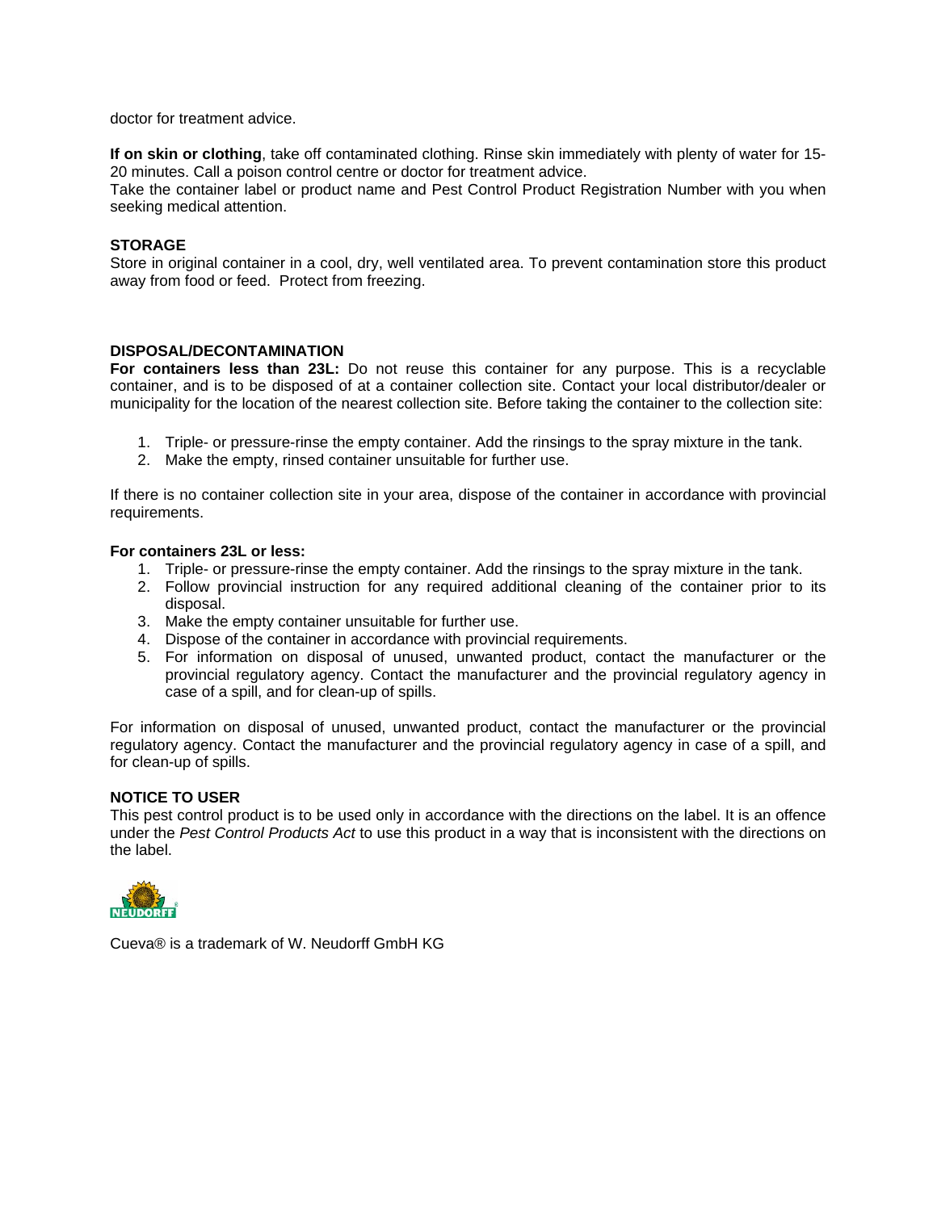doctor for treatment advice.

**If on skin or clothing**, take off contaminated clothing. Rinse skin immediately with plenty of water for 15-20 minutes. Call a poison control centre or doctor for treatment advice.
Take the container label or product name and Pest Control Product Registration Number with you when seeking medical attention.

**STORAGE**
Store in original container in a cool, dry, well ventilated area. To prevent contamination store this product away from food or feed. Protect from freezing.

**DISPOSAL/DECONTAMINATION**
**For containers less than 23L:** Do not reuse this container for any purpose. This is a recyclable container, and is to be disposed of at a container collection site. Contact your local distributor/dealer or municipality for the location of the nearest collection site. Before taking the container to the collection site:

1. Triple- or pressure-rinse the empty container. Add the rinsings to the spray mixture in the tank.
2. Make the empty, rinsed container unsuitable for further use.

If there is no container collection site in your area, dispose of the container in accordance with provincial requirements.

**For containers 23L or less:**

1. Triple- or pressure-rinse the empty container. Add the rinsings to the spray mixture in the tank.
2. Follow provincial instruction for any required additional cleaning of the container prior to its disposal.
3. Make the empty container unsuitable for further use.
4. Dispose of the container in accordance with provincial requirements.
5. For information on disposal of unused, unwanted product, contact the manufacturer or the provincial regulatory agency. Contact the manufacturer and the provincial regulatory agency in case of a spill, and for clean-up of spills.

For information on disposal of unused, unwanted product, contact the manufacturer or the provincial regulatory agency. Contact the manufacturer and the provincial regulatory agency in case of a spill, and for clean-up of spills.

**NOTICE TO USER**
This pest control product is to be used only in accordance with the directions on the label. It is an offence under the *Pest Control Products Act* to use this product in a way that is inconsistent with the directions on the label.

NEUDORFF

Cueva® is a trademark of W. Neudorff GmbH KG